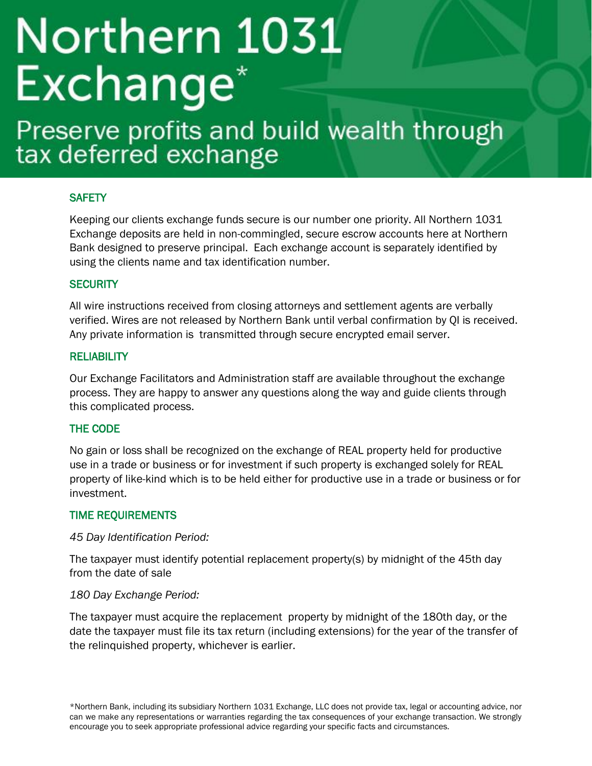# Northern 1031 Exchange*

## Preserve profits and build wealth through tax deferred exchange

### SAFETY

Keeping our clients exchange funds secure is our number one priority. All Northern 1031 Exchange deposits are held in non-commingled, secure escrow accounts here at Northern Bank designed to preserve principal. Each exchange account is separately identified by using the clients name and tax identification number.

### SECURITY

All wire instructions received from closing attorneys and settlement agents are verbally verified. Wires are not released by Northern Bank until verbal confirmation by QI is received. Any private information is transmitted through secure encrypted email server.

### RELIABILITY

Our Exchange Facilitators and Administration staff are available throughout the exchange process. They are happy to answer any questions along the way and guide clients through this complicated process.

### THE CODE

No gain or loss shall be recognized on the exchange of REAL property held for productive use in a trade or business or for investment if such property is exchanged solely for REAL property of like-kind which is to be held either for productive use in a trade or business or for investment.

### TIME REQUIREMENTS

*45 Day Identification Period:*

The taxpayer must identify potential replacement property(s) by midnight of the 45th day from the date of sale

*180 Day Exchange Period:*

The taxpayer must acquire the replacement property by midnight of the 180th day, or the date the taxpayer must file its tax return (including extensions) for the year of the transfer of the relinquished property, whichever is earlier.

*Northern Bank, including its subsidiary Northern 1031 Exchange, LLC does not provide tax, legal or accounting advice, nor can we make any representations or warranties regarding the tax consequences of your exchange transaction. We strongly encourage you to seek appropriate professional advice regarding your specific facts and circumstances.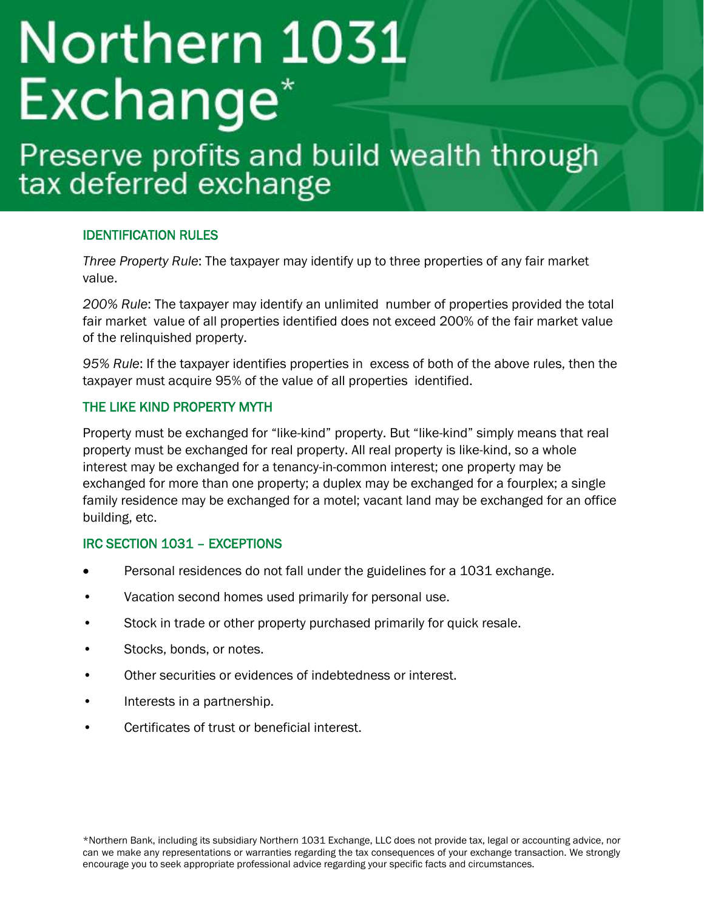# Northern 1031 Exchange*

## Preserve profits and build wealth through tax deferred exchange

### IDENTIFICATION RULES

*Three Property Rule*: The taxpayer may identify up to three properties of any fair market value.

*200% Rule*: The taxpayer may identify an unlimited number of properties provided the total fair market value of all properties identified does not exceed 200% of the fair market value of the relinquished property.

*95% Rule*: If the taxpayer identifies properties in excess of both of the above rules, then the taxpayer must acquire 95% of the value of all properties identified.

### THE LIKE KIND PROPERTY MYTH

Property must be exchanged for "like-kind" property. But "like-kind" simply means that real property must be exchanged for real property. All real property is like-kind, so a whole interest may be exchanged for a tenancy-in-common interest; one property may be exchanged for more than one property; a duplex may be exchanged for a fourplex; a single family residence may be exchanged for a motel; vacant land may be exchanged for an office building, etc.

### IRC SECTION 1031 – EXCEPTIONS

- Personal residences do not fall under the guidelines for a 1031 exchange.
- Vacation second homes used primarily for personal use.
- Stock in trade or other property purchased primarily for quick resale.
- Stocks, bonds, or notes.
- Other securities or evidences of indebtedness or interest.
- Interests in a partnership.
- Certificates of trust or beneficial interest.

*Northern Bank, including its subsidiary Northern 1031 Exchange, LLC does not provide tax, legal or accounting advice, nor can we make any representations or warranties regarding the tax consequences of your exchange transaction. We strongly encourage you to seek appropriate professional advice regarding your specific facts and circumstances.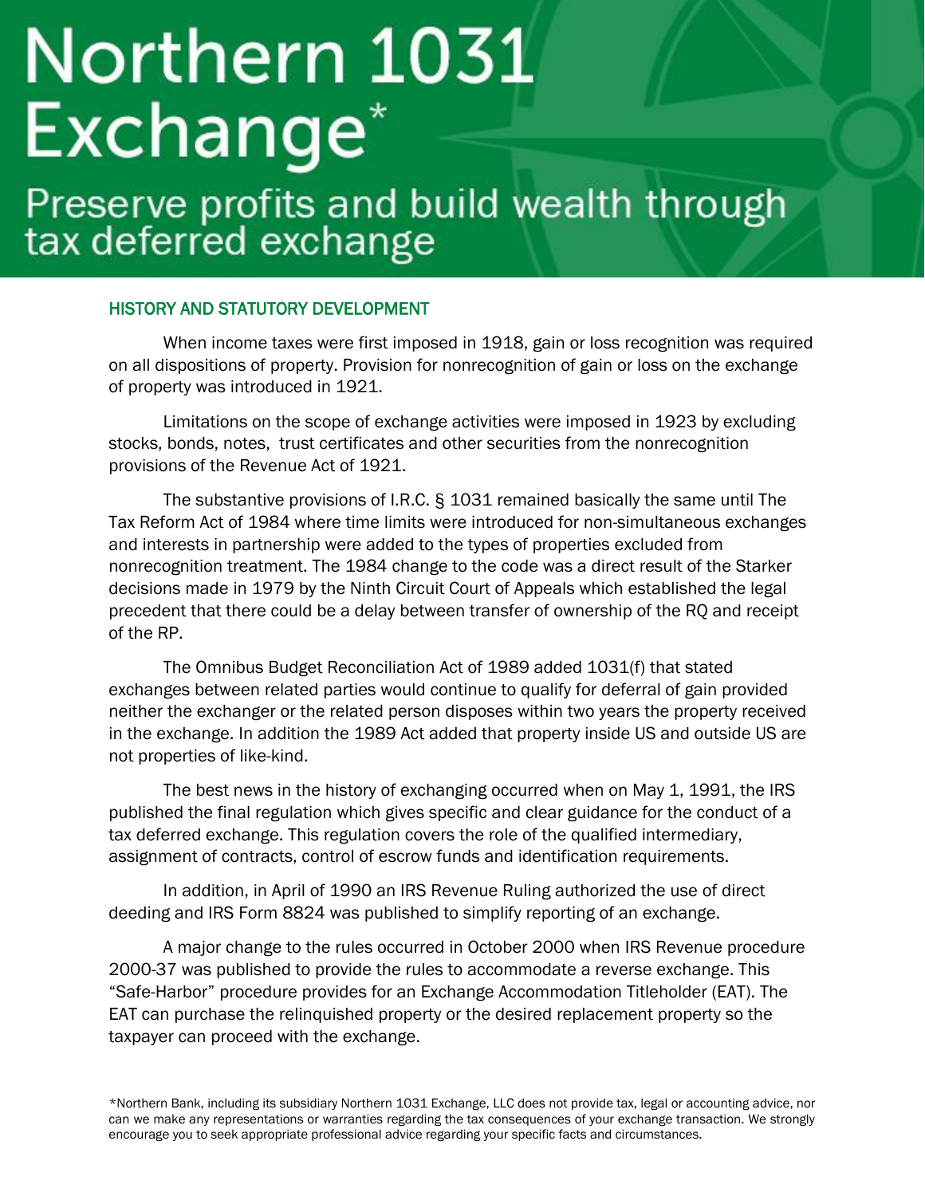# Northern 1031 Exchange*

## Preserve profits and build wealth through tax deferred exchange

### HISTORY AND STATUTORY DEVELOPMENT

When income taxes were first imposed in 1918, gain or loss recognition was required on all dispositions of property. Provision for nonrecognition of gain or loss on the exchange of property was introduced in 1921.

Limitations on the scope of exchange activities were imposed in 1923 by excluding stocks, bonds, notes, trust certificates and other securities from the nonrecognition provisions of the Revenue Act of 1921.

The substantive provisions of I.R.C. § 1031 remained basically the same until The Tax Reform Act of 1984 where time limits were introduced for non-simultaneous exchanges and interests in partnership were added to the types of properties excluded from nonrecognition treatment. The 1984 change to the code was a direct result of the Starker decisions made in 1979 by the Ninth Circuit Court of Appeals which established the legal precedent that there could be a delay between transfer of ownership of the RQ and receipt of the RP.

The Omnibus Budget Reconciliation Act of 1989 added 1031(f) that stated exchanges between related parties would continue to qualify for deferral of gain provided neither the exchanger or the related person disposes within two years the property received in the exchange. In addition the 1989 Act added that property inside US and outside US are not properties of like-kind.

The best news in the history of exchanging occurred when on May 1, 1991, the IRS published the final regulation which gives specific and clear guidance for the conduct of a tax deferred exchange. This regulation covers the role of the qualified intermediary, assignment of contracts, control of escrow funds and identification requirements.

In addition, in April of 1990 an IRS Revenue Ruling authorized the use of direct deeding and IRS Form 8824 was published to simplify reporting of an exchange.

A major change to the rules occurred in October 2000 when IRS Revenue procedure 2000-37 was published to provide the rules to accommodate a reverse exchange. This "Safe-Harbor" procedure provides for an Exchange Accommodation Titleholder (EAT). The EAT can purchase the relinquished property or the desired replacement property so the taxpayer can proceed with the exchange.

*Northern Bank, including its subsidiary Northern 1031 Exchange, LLC does not provide tax, legal or accounting advice, nor can we make any representations or warranties regarding the tax consequences of your exchange transaction. We strongly encourage you to seek appropriate professional advice regarding your specific facts and circumstances.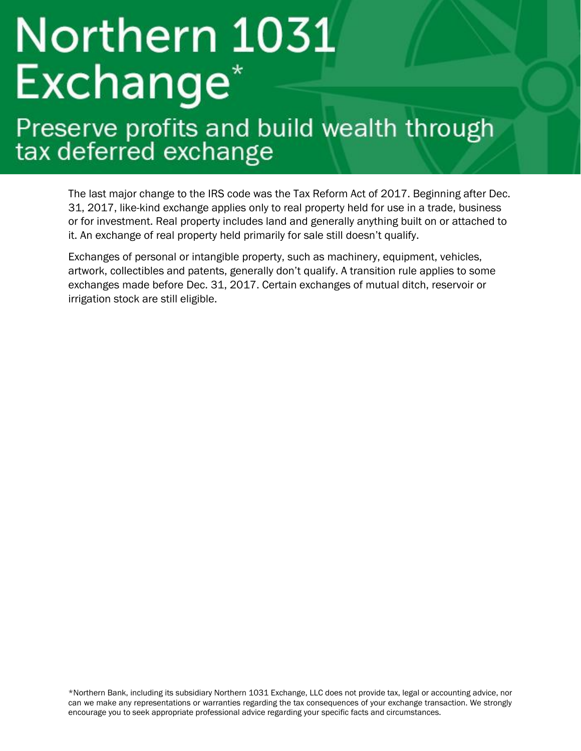# Northern 1031 Exchange*

## Preserve profits and build wealth through tax deferred exchange

The last major change to the IRS code was the Tax Reform Act of 2017. Beginning after Dec. 31, 2017, like-kind exchange applies only to real property held for use in a trade, business or for investment. Real property includes land and generally anything built on or attached to it. An exchange of real property held primarily for sale still doesn't qualify.

Exchanges of personal or intangible property, such as machinery, equipment, vehicles, artwork, collectibles and patents, generally don't qualify. A transition rule applies to some exchanges made before Dec. 31, 2017. Certain exchanges of mutual ditch, reservoir or irrigation stock are still eligible.

*Northern Bank, including its subsidiary Northern 1031 Exchange, LLC does not provide tax, legal or accounting advice, nor can we make any representations or warranties regarding the tax consequences of your exchange transaction. We strongly encourage you to seek appropriate professional advice regarding your specific facts and circumstances.